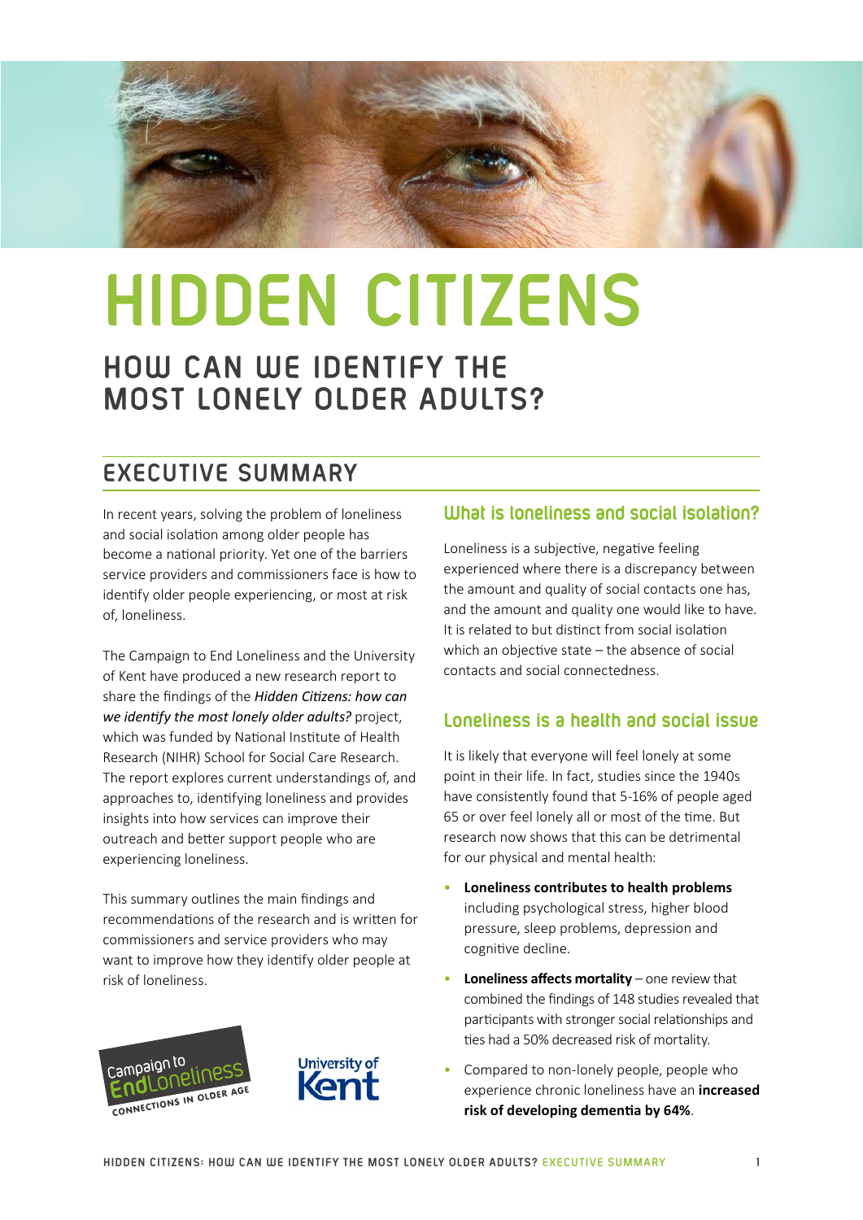# HIDDEN CITIZENS

## HOW CAN WE IDENTIFY THE MOST LONELY OLDER ADULTS?

## EXECUTIVE SUMMARY

In recent years, solving the problem of loneliness and social isolation among older people has become a national priority. Yet one of the barriers service providers and commissioners face is how to identify older people experiencing, or most at risk of, loneliness.

The Campaign to End Loneliness and the University of Kent have produced a new research report to share the findings of the ***Hidden Citizens: how can we identify the most lonely older adults?*** project, which was funded by National Institute of Health Research (NIHR) School for Social Care Research. The report explores current understandings of, and approaches to, identifying loneliness and provides insights into how services can improve their outreach and better support people who are experiencing loneliness.

This summary outlines the main findings and recommendations of the research and is written for commissioners and service providers who may want to improve how they identify older people at risk of loneliness.

### What is loneliness and social isolation?

Loneliness is a subjective, negative feeling experienced where there is a discrepancy between the amount and quality of social contacts one has, and the amount and quality one would like to have. It is related to but distinct from social isolation which an objective state – the absence of social contacts and social connectedness.

### Loneliness is a health and social issue

It is likely that everyone will feel lonely at some point in their life. In fact, studies since the 1940s have consistently found that 5-16% of people aged 65 or over feel lonely all or most of the time. But research now shows that this can be detrimental for our physical and mental health:

- **Loneliness contributes to health problems** including psychological stress, higher blood pressure, sleep problems, depression and cognitive decline.
- **Loneliness affects mortality** – one review that combined the findings of 148 studies revealed that participants with stronger social relationships and ties had a 50% decreased risk of mortality.
- Compared to non-lonely people, people who experience chronic loneliness have an **increased risk of developing dementia by 64%**.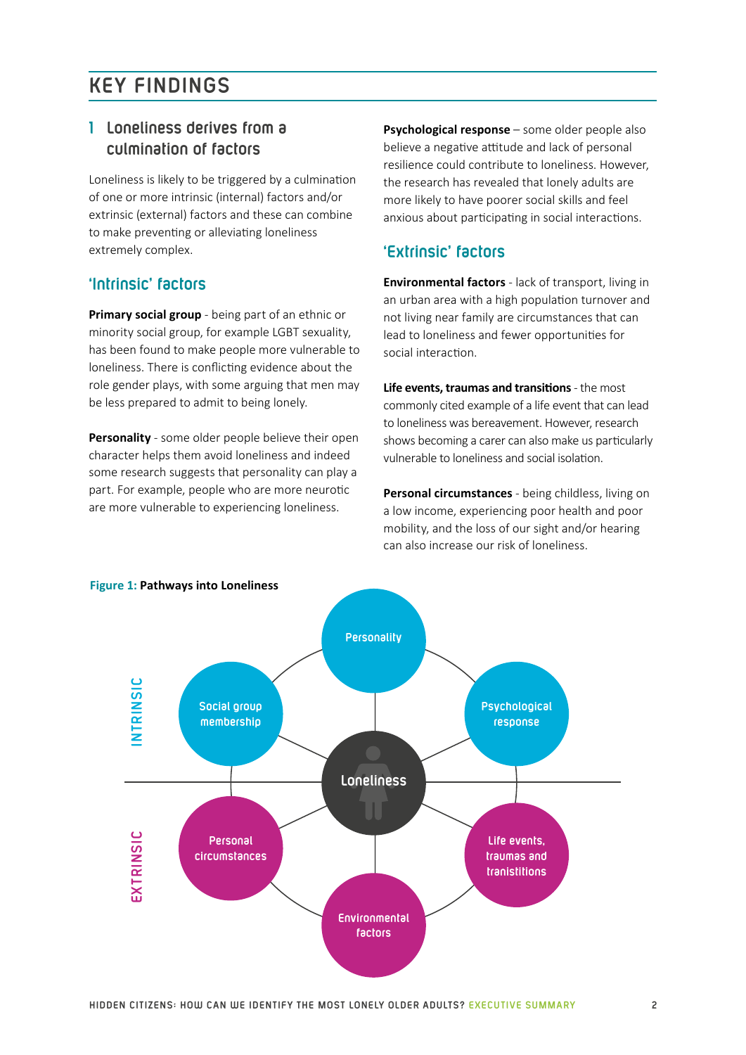## KEY FINDINGS

### 1 Loneliness derives from a culmination of factors

Loneliness is likely to be triggered by a culmination of one or more intrinsic (internal) factors and/or extrinsic (external) factors and these can combine to make preventing or alleviating loneliness extremely complex.

### 'Intrinsic' factors

**Primary social group** - being part of an ethnic or minority social group, for example LGBT sexuality, has been found to make people more vulnerable to loneliness. There is conflicting evidence about the role gender plays, with some arguing that men may be less prepared to admit to being lonely.

**Personality** - some older people believe their open character helps them avoid loneliness and indeed some research suggests that personality can play a part. For example, people who are more neurotic are more vulnerable to experiencing loneliness.

**Psychological response** – some older people also believe a negative attitude and lack of personal resilience could contribute to loneliness. However, the research has revealed that lonely adults are more likely to have poorer social skills and feel anxious about participating in social interactions.

### 'Extrinsic' factors

**Environmental factors** - lack of transport, living in an urban area with a high population turnover and not living near family are circumstances that can lead to loneliness and fewer opportunities for social interaction.

**Life events, traumas and transitions** - the most commonly cited example of a life event that can lead to loneliness was bereavement. However, research shows becoming a carer can also make us particularly vulnerable to loneliness and social isolation.

**Personal circumstances** - being childless, living on a low income, experiencing poor health and poor mobility, and the loss of our sight and/or hearing can also increase our risk of loneliness.

**Figure 1:** Pathways into Loneliness

INTRINSIC: Social group membership; Personality; Psychological response

EXTRINSIC: Personal circumstances; Environmental factors; Life events, traumas and tranistitions

Loneliness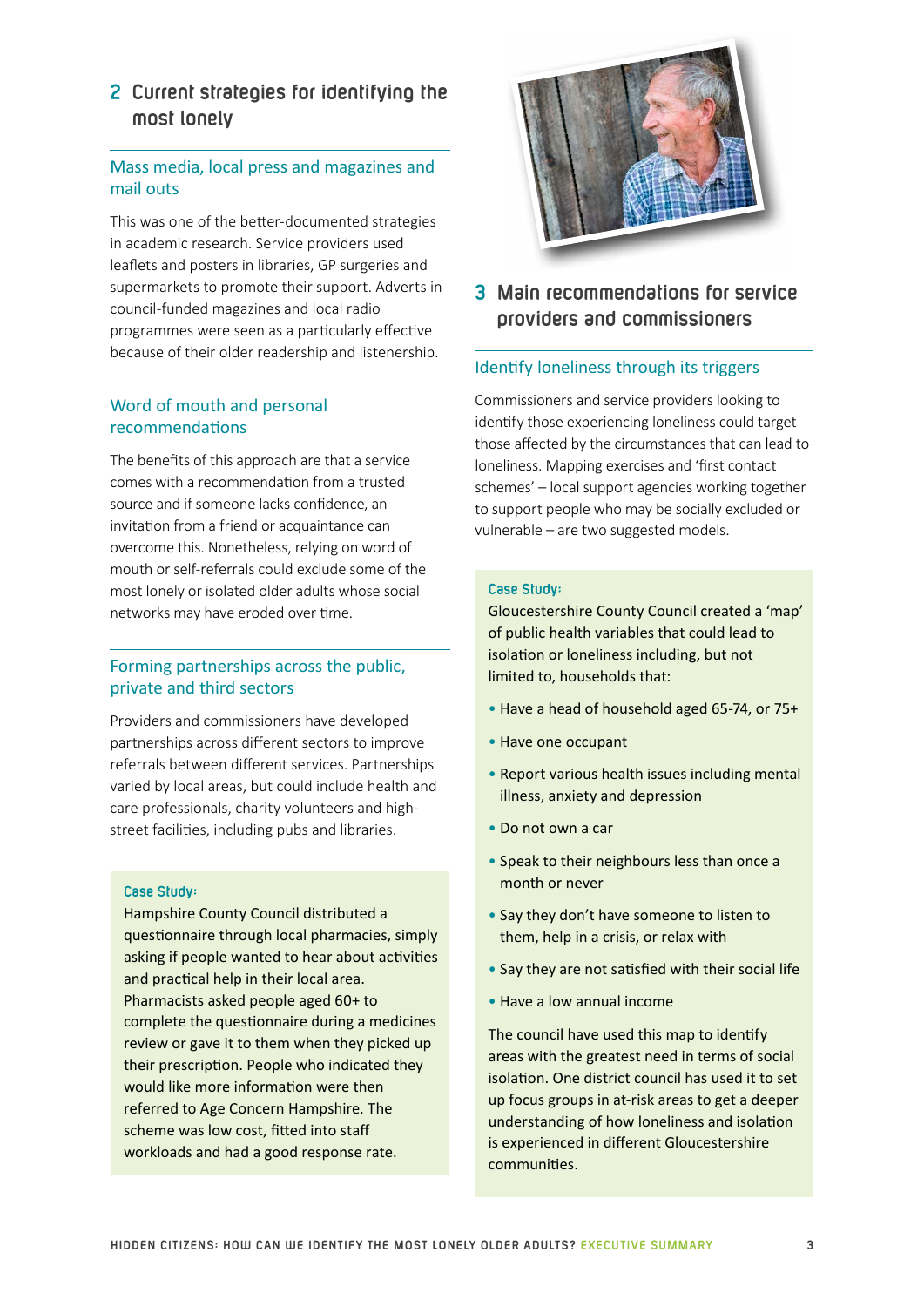## 2 Current strategies for identifying the most lonely

### Mass media, local press and magazines and mail outs

This was one of the better-documented strategies in academic research. Service providers used leaflets and posters in libraries, GP surgeries and supermarkets to promote their support. Adverts in council-funded magazines and local radio programmes were seen as a particularly effective because of their older readership and listenership.

### Word of mouth and personal recommendations

The benefits of this approach are that a service comes with a recommendation from a trusted source and if someone lacks confidence, an invitation from a friend or acquaintance can overcome this. Nonetheless, relying on word of mouth or self-referrals could exclude some of the most lonely or isolated older adults whose social networks may have eroded over time.

### Forming partnerships across the public, private and third sectors

Providers and commissioners have developed partnerships across different sectors to improve referrals between different services. Partnerships varied by local areas, but could include health and care professionals, charity volunteers and high-street facilities, including pubs and libraries.

**Case Study:**
Hampshire County Council distributed a questionnaire through local pharmacies, simply asking if people wanted to hear about activities and practical help in their local area. Pharmacists asked people aged 60+ to complete the questionnaire during a medicines review or gave it to them when they picked up their prescription. People who indicated they would like more information were then referred to Age Concern Hampshire. The scheme was low cost, fitted into staff workloads and had a good response rate.

## 3 Main recommendations for service providers and commissioners

### Identify loneliness through its triggers

Commissioners and service providers looking to identify those experiencing loneliness could target those affected by the circumstances that can lead to loneliness. Mapping exercises and 'first contact schemes' – local support agencies working together to support people who may be socially excluded or vulnerable – are two suggested models.

**Case Study:**
Gloucestershire County Council created a 'map' of public health variables that could lead to isolation or loneliness including, but not limited to, households that:

- Have a head of household aged 65-74, or 75+
- Have one occupant
- Report various health issues including mental illness, anxiety and depression
- Do not own a car
- Speak to their neighbours less than once a month or never
- Say they don't have someone to listen to them, help in a crisis, or relax with
- Say they are not satisfied with their social life
- Have a low annual income

The council have used this map to identify areas with the greatest need in terms of social isolation. One district council has used it to set up focus groups in at-risk areas to get a deeper understanding of how loneliness and isolation is experienced in different Gloucestershire communities.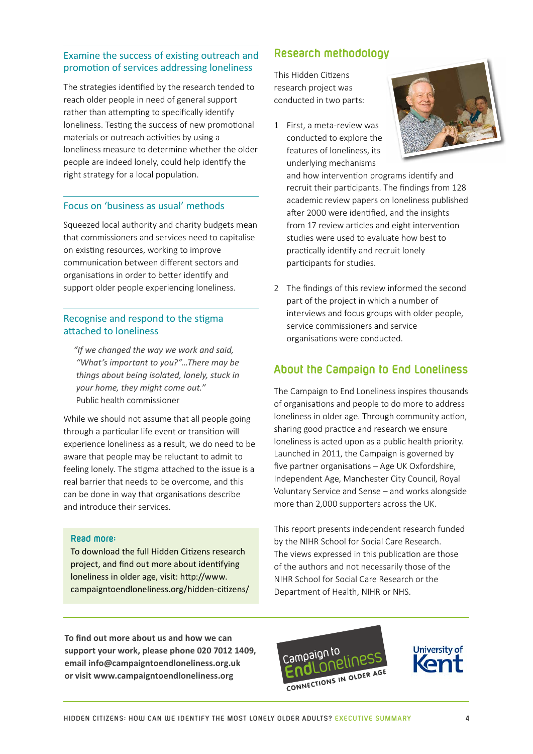### Examine the success of existing outreach and promotion of services addressing loneliness

The strategies identified by the research tended to reach older people in need of general support rather than attempting to specifically identify loneliness. Testing the success of new promotional materials or outreach activities by using a loneliness measure to determine whether the older people are indeed lonely, could help identify the right strategy for a local population.

### Focus on 'business as usual' methods

Squeezed local authority and charity budgets mean that commissioners and services need to capitalise on existing resources, working to improve communication between different sectors and organisations in order to better identify and support older people experiencing loneliness.

### Recognise and respond to the stigma attached to loneliness

> *"If we changed the way we work and said, "What's important to you?"…There may be things about being isolated, lonely, stuck in your home, they might come out."*
> Public health commissioner

While we should not assume that all people going through a particular life event or transition will experience loneliness as a result, we do need to be aware that people may be reluctant to admit to feeling lonely. The stigma attached to the issue is a real barrier that needs to be overcome, and this can be done in way that organisations describe and introduce their services.

**Read more:**

To download the full Hidden Citizens research project, and find out more about identifying loneliness in older age, visit: http://www.campaigntoendloneliness.org/hidden-citizens/

## Research methodology

This Hidden Citizens research project was conducted in two parts:

1. First, a meta-review was conducted to explore the features of loneliness, its underlying mechanisms and how intervention programs identify and recruit their participants. The findings from 128 academic review papers on loneliness published after 2000 were identified, and the insights from 17 review articles and eight intervention studies were used to evaluate how best to practically identify and recruit lonely participants for studies.

2. The findings of this review informed the second part of the project in which a number of interviews and focus groups with older people, service commissioners and service organisations were conducted.

## About the Campaign to End Loneliness

The Campaign to End Loneliness inspires thousands of organisations and people to do more to address loneliness in older age. Through community action, sharing good practice and research we ensure loneliness is acted upon as a public health priority. Launched in 2011, the Campaign is governed by five partner organisations – Age UK Oxfordshire, Independent Age, Manchester City Council, Royal Voluntary Service and Sense – and works alongside more than 2,000 supporters across the UK.

This report presents independent research funded by the NIHR School for Social Care Research. The views expressed in this publication are those of the authors and not necessarily those of the NIHR School for Social Care Research or the Department of Health, NIHR or NHS.

**To find out more about us and how we can support your work, please phone 020 7012 1409, email info@campaigntoendloneliness.org.uk or visit www.campaigntoendloneliness.org**

Campaign to End Loneliness – CONNECTIONS IN OLDER AGE

University of Kent